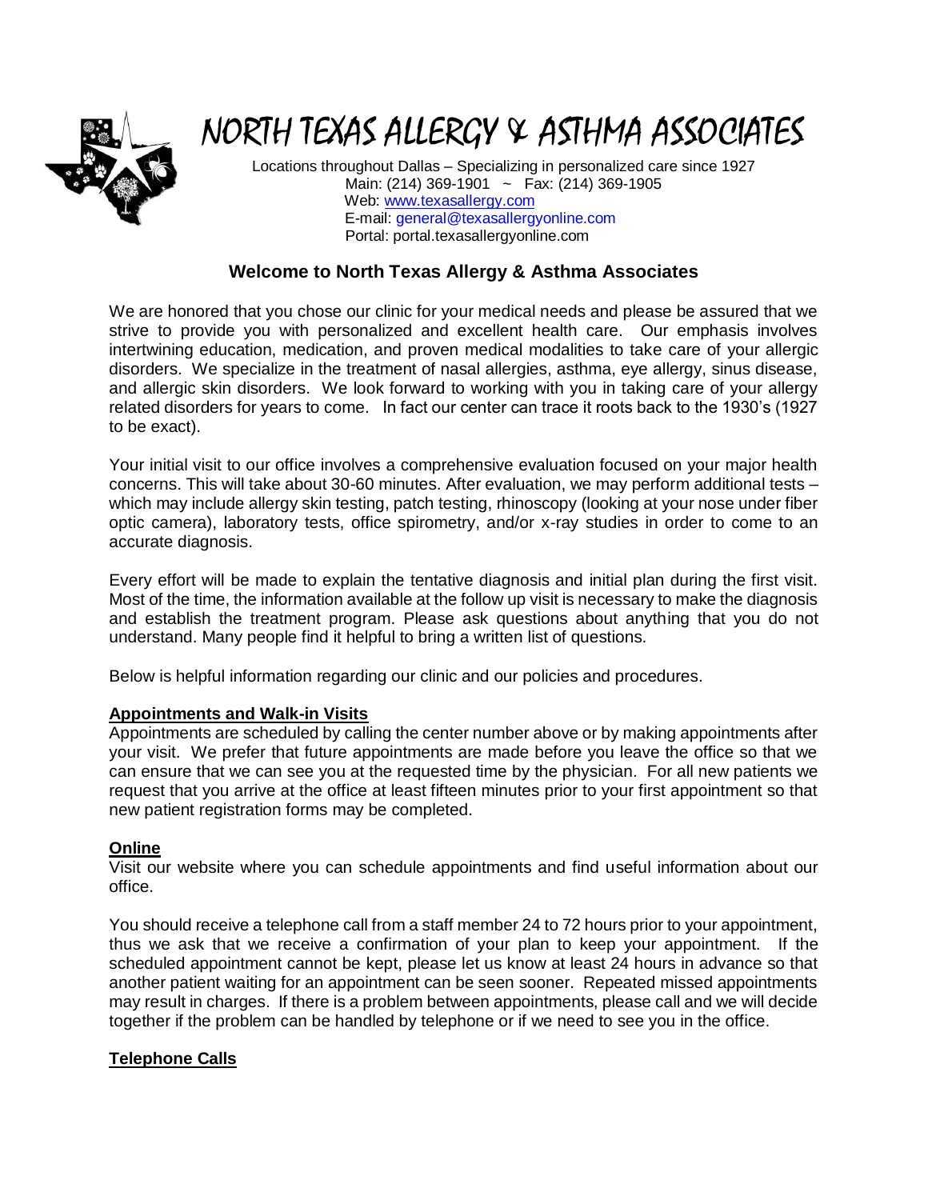# NORTH TEXAS ALLERGY & ASTHMA ASSOCIATES

Locations throughout Dallas – Specializing in personalized care since 1927
Main: (214) 369-1901 ~ Fax: (214) 369-1905
Web: www.texasallergy.com
E-mail: general@texasallergyonline.com
Portal: portal.texasallergyonline.com

## Welcome to North Texas Allergy & Asthma Associates

We are honored that you chose our clinic for your medical needs and please be assured that we strive to provide you with personalized and excellent health care. Our emphasis involves intertwining education, medication, and proven medical modalities to take care of your allergic disorders. We specialize in the treatment of nasal allergies, asthma, eye allergy, sinus disease, and allergic skin disorders. We look forward to working with you in taking care of your allergy related disorders for years to come. In fact our center can trace it roots back to the 1930's (1927 to be exact).

Your initial visit to our office involves a comprehensive evaluation focused on your major health concerns. This will take about 30-60 minutes. After evaluation, we may perform additional tests – which may include allergy skin testing, patch testing, rhinoscopy (looking at your nose under fiber optic camera), laboratory tests, office spirometry, and/or x-ray studies in order to come to an accurate diagnosis.

Every effort will be made to explain the tentative diagnosis and initial plan during the first visit. Most of the time, the information available at the follow up visit is necessary to make the diagnosis and establish the treatment program. Please ask questions about anything that you do not understand. Many people find it helpful to bring a written list of questions.

Below is helpful information regarding our clinic and our policies and procedures.

### Appointments and Walk-in Visits

Appointments are scheduled by calling the center number above or by making appointments after your visit. We prefer that future appointments are made before you leave the office so that we can ensure that we can see you at the requested time by the physician. For all new patients we request that you arrive at the office at least fifteen minutes prior to your first appointment so that new patient registration forms may be completed.

### Online

Visit our website where you can schedule appointments and find useful information about our office.

You should receive a telephone call from a staff member 24 to 72 hours prior to your appointment, thus we ask that we receive a confirmation of your plan to keep your appointment. If the scheduled appointment cannot be kept, please let us know at least 24 hours in advance so that another patient waiting for an appointment can be seen sooner. Repeated missed appointments may result in charges. If there is a problem between appointments, please call and we will decide together if the problem can be handled by telephone or if we need to see you in the office.

### Telephone Calls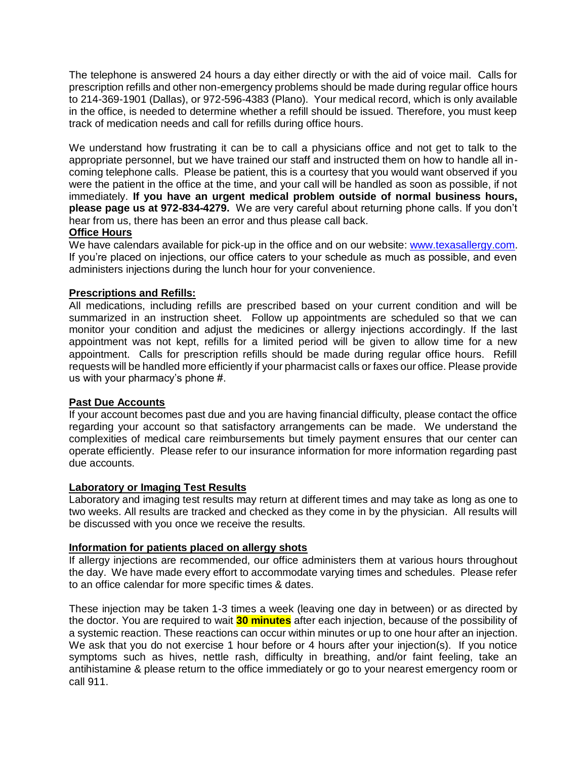The telephone is answered 24 hours a day either directly or with the aid of voice mail. Calls for prescription refills and other non-emergency problems should be made during regular office hours to 214-369-1901 (Dallas), or 972-596-4383 (Plano). Your medical record, which is only available in the office, is needed to determine whether a refill should be issued. Therefore, you must keep track of medication needs and call for refills during office hours.

We understand how frustrating it can be to call a physicians office and not get to talk to the appropriate personnel, but we have trained our staff and instructed them on how to handle all in-coming telephone calls. Please be patient, this is a courtesy that you would want observed if you were the patient in the office at the time, and your call will be handled as soon as possible, if not immediately. **If you have an urgent medical problem outside of normal business hours, please page us at 972-834-4279.** We are very careful about returning phone calls. If you don't hear from us, there has been an error and thus please call back.

**Office Hours**

We have calendars available for pick-up in the office and on our website: [www.texasallergy.com](http://www.texasallergy.com). If you're placed on injections, our office caters to your schedule as much as possible, and even administers injections during the lunch hour for your convenience.

**Prescriptions and Refills:**

All medications, including refills are prescribed based on your current condition and will be summarized in an instruction sheet. Follow up appointments are scheduled so that we can monitor your condition and adjust the medicines or allergy injections accordingly. If the last appointment was not kept, refills for a limited period will be given to allow time for a new appointment. Calls for prescription refills should be made during regular office hours. Refill requests will be handled more efficiently if your pharmacist calls or faxes our office. Please provide us with your pharmacy's phone #.

**Past Due Accounts**

If your account becomes past due and you are having financial difficulty, please contact the office regarding your account so that satisfactory arrangements can be made. We understand the complexities of medical care reimbursements but timely payment ensures that our center can operate efficiently. Please refer to our insurance information for more information regarding past due accounts.

**Laboratory or Imaging Test Results**

Laboratory and imaging test results may return at different times and may take as long as one to two weeks. All results are tracked and checked as they come in by the physician. All results will be discussed with you once we receive the results.

**Information for patients placed on allergy shots**

If allergy injections are recommended, our office administers them at various hours throughout the day. We have made every effort to accommodate varying times and schedules. Please refer to an office calendar for more specific times & dates.

These injection may be taken 1-3 times a week (leaving one day in between) or as directed by the doctor. You are required to wait **30 minutes** after each injection, because of the possibility of a systemic reaction. These reactions can occur within minutes or up to one hour after an injection. We ask that you do not exercise 1 hour before or 4 hours after your injection(s). If you notice symptoms such as hives, nettle rash, difficulty in breathing, and/or faint feeling, take an antihistamine & please return to the office immediately or go to your nearest emergency room or call 911.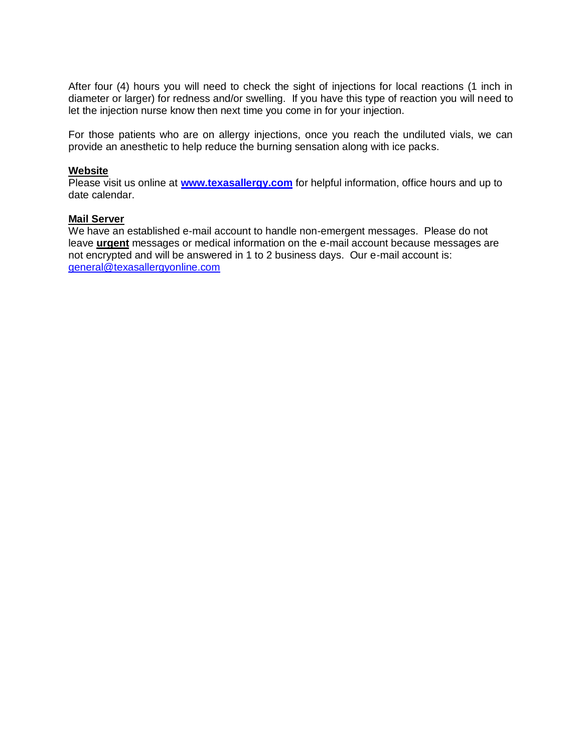After four (4) hours you will need to check the sight of injections for local reactions (1 inch in diameter or larger) for redness and/or swelling. If you have this type of reaction you will need to let the injection nurse know then next time you come in for your injection.

For those patients who are on allergy injections, once you reach the undiluted vials, we can provide an anesthetic to help reduce the burning sensation along with ice packs.

**Website**

Please visit us online at **www.texasallergy.com** for helpful information, office hours and up to date calendar.

**Mail Server**

We have an established e-mail account to handle non-emergent messages. Please do not leave **urgent** messages or medical information on the e-mail account because messages are not encrypted and will be answered in 1 to 2 business days. Our e-mail account is: general@texasallergyonline.com